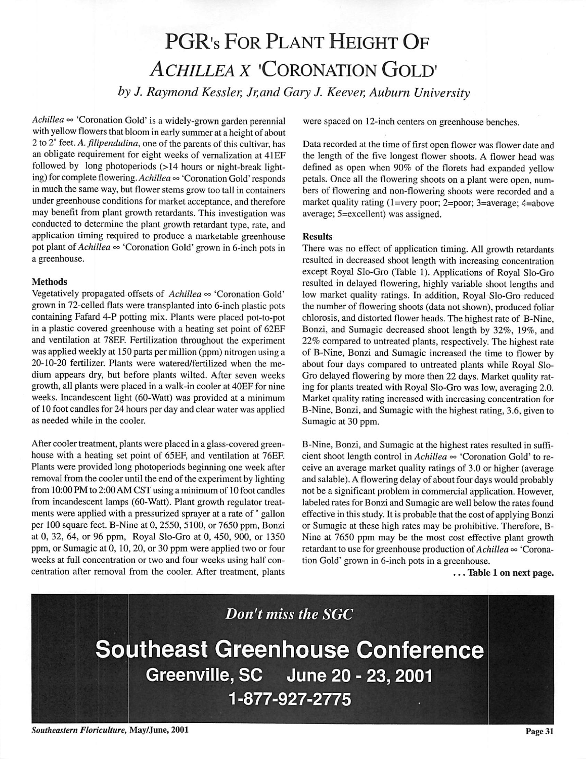# PGR's For Plant Height Of *Achillea x* 'Coronation Gold'

*by J. Raymond Kessler, Jr, and Gary J. Keever, Auburn University*

*Achillea* ∞ 'Coronation Gold' is a widely-grown garden perennial with yellow flowers that bloom in early summer at a height of about 2 to 2' feet. *A. filipendulina*, one of the parents of this cultivar, has an obligate requirement for eight weeks of vernalization at 41EF followed by long photoperiods (>14 hours or night-break lighting) for complete flowering. *Achillea* ∞ 'Coronation Gold' responds in much the same way, but flower stems grow too tall in containers under greenhouse conditions for market acceptance, and therefore may benefit from plant growth retardants. This investigation was conducted to determine the plant growth retardant type, rate, and application timing required to produce a marketable greenhouse pot plant of *Achillea* ∞ 'Coronation Gold' grown in 6-inch pots in a greenhouse.

**Methods**

Vegetatively propagated offsets of *Achillea* ∞ 'Coronation Gold' grown in 72-celled flats were transplanted into 6-inch plastic pots containing Fafard 4-P potting mix. Plants were placed pot-to-pot in a plastic covered greenhouse with a heating set point of 62EF and ventilation at 78EF. Fertilization throughout the experiment was applied weekly at 150 parts per million (ppm) nitrogen using a 20-10-20 fertilizer. Plants were watered/fertilized when the medium appears dry, but before plants wilted. After seven weeks growth, all plants were placed in a walk-in cooler at 40EF for nine weeks. Incandescent light (60-Watt) was provided at a minimum of 10 foot candles for 24 hours per day and clear water was applied as needed while in the cooler.

After cooler treatment, plants were placed in a glass-covered greenhouse with a heating set point of 65EF, and ventilation at 76EF. Plants were provided long photoperiods beginning one week after removal from the cooler until the end of the experiment by lighting from 10:00 PM to 2:00 AM CST using a minimum of 10 foot candles from incandescent lamps (60-Watt). Plant growth regulator treatments were applied with a pressurized sprayer at a rate of ˚ gallon per 100 square feet. B-Nine at 0, 2550, 5100, or 7650 ppm, Bonzi at 0, 32, 64, or 96 ppm, Royal Slo-Gro at 0, 450, 900, or 1350 ppm, or Sumagic at 0, 10, 20, or 30 ppm were applied two or four weeks at full concentration or two and four weeks using half concentration after removal from the cooler. After treatment, plants were spaced on 12-inch centers on greenhouse benches.

Data recorded at the time of first open flower was flower date and the length of the five longest flower shoots. A flower head was defined as open when 90% of the florets had expanded yellow petals. Once all the flowering shoots on a plant were open, numbers of flowering and non-flowering shoots were recorded and a market quality rating (1=very poor; 2=poor; 3=average; 4=above average; 5=excellent) was assigned.

**Results**

There was no effect of application timing. All growth retardants resulted in decreased shoot length with increasing concentration except Royal Slo-Gro (Table 1). Applications of Royal Slo-Gro resulted in delayed flowering, highly variable shoot lengths and low market quality ratings. In addition, Royal Slo-Gro reduced the number of flowering shoots (data not shown), produced foliar chlorosis, and distorted flower heads. The highest rate of B-Nine, Bonzi, and Sumagic decreased shoot length by 32%, 19%, and 22% compared to untreated plants, respectively. The highest rate of B-Nine, Bonzi and Sumagic increased the time to flower by about four days compared to untreated plants while Royal Slo-Gro delayed flowering by more then 22 days. Market quality rating for plants treated with Royal Slo-Gro was low, averaging 2.0. Market quality rating increased with increasing concentration for B-Nine, Bonzi, and Sumagic with the highest rating, 3.6, given to Sumagic at 30 ppm.

B-Nine, Bonzi, and Sumagic at the highest rates resulted in sufficient shoot length control in *Achillea* ∞ 'Coronation Gold' to receive an average market quality ratings of 3.0 or higher (average and salable). A flowering delay of about four days would probably not be a significant problem in commercial application. However, labeled rates for Bonzi and Sumagic are well below the rates found effective in this study. It is probable that the cost of applying Bonzi or Sumagic at these high rates may be prohibitive. Therefore, B-Nine at 7650 ppm may be the most cost effective plant growth retardant to use for greenhouse production of *Achillea* ∞ 'Coronation Gold' grown in 6-inch pots in a greenhouse.

**. . . Table 1 on next page.**

*Don't miss the SGC*

**Southeast Greenhouse Conference**

**Greenville, SC June 20 - 23, 2001**

**1-877-927-2775**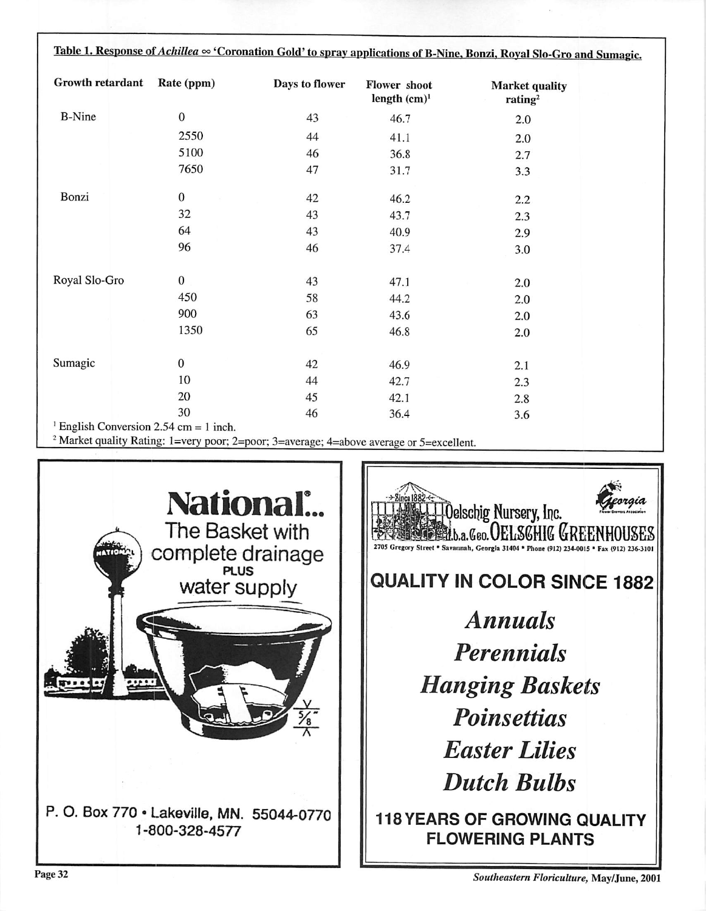**Table 1. Response of *Achillea* ∞ 'Coronation Gold' to spray applications of B-Nine, Bonzi, Royal Slo-Gro and Sumagic.**

| Growth retardant | Rate (ppm) | Days to flower | Flower shoot length (cm)[1] | Market quality rating[2] |
|---|---|---|---|---|
| B-Nine | 0 | 43 | 46.7 | 2.0 |
| | 2550 | 44 | 41.1 | 2.0 |
| | 5100 | 46 | 36.8 | 2.7 |
| | 7650 | 47 | 31.7 | 3.3 |
| Bonzi | 0 | 42 | 46.2 | 2.2 |
| | 32 | 43 | 43.7 | 2.3 |
| | 64 | 43 | 40.9 | 2.9 |
| | 96 | 46 | 37.4 | 3.0 |
| Royal Slo-Gro | 0 | 43 | 47.1 | 2.0 |
| | 450 | 58 | 44.2 | 2.0 |
| | 900 | 63 | 43.6 | 2.0 |
| | 1350 | 65 | 46.8 | 2.0 |
| Sumagic | 0 | 42 | 46.9 | 2.1 |
| | 10 | 44 | 42.7 | 2.3 |
| | 20 | 45 | 42.1 | 2.8 |
| | 30 | 46 | 36.4 | 3.6 |

[1] English Conversion 2.54 cm = 1 inch.

[2] Market quality Rating: 1=very poor; 2=poor; 3=average; 4=above average or 5=excellent.

**National®...** The Basket with complete drainage PLUS water supply

5/8"

P. O. Box 770 • Lakeville, MN. 55044-0770
1-800-328-4577

Since 1882

Oelschig Nursery, Inc.
d.b.a. Geo. OELSCHIG GREENHOUSES

Georgia Flower Growers Association

2705 Gregory Street • Savannah, Georgia 31404 • Phone (912) 234-0015 • Fax (912) 236-3101

**QUALITY IN COLOR SINCE 1882**

*Annuals*

*Perennials*

*Hanging Baskets*

*Poinsettias*

*Easter Lilies*

*Dutch Bulbs*

**118 YEARS OF GROWING QUALITY FLOWERING PLANTS**